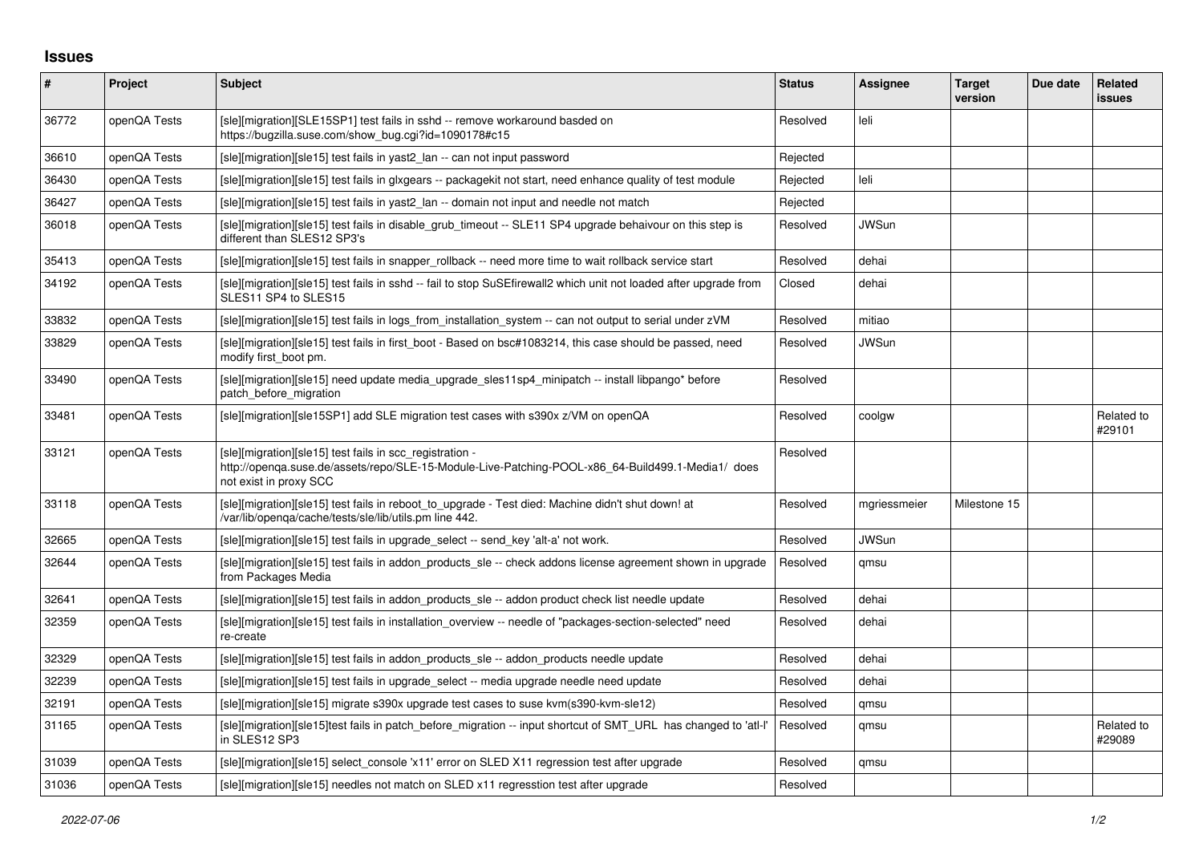## Issues

| # | Project | Subject | Status | Assignee | Target version | Due date | Related issues |
|---|---|---|---|---|---|---|---|
| 36772 | openQA Tests | [sle][migration][SLE15SP1] test fails in sshd -- remove workaround basded on https://bugzilla.suse.com/show_bug.cgi?id=1090178#c15 | Resolved | leli | | | |
| 36610 | openQA Tests | [sle][migration][sle15] test fails in yast2_lan -- can not input password | Rejected | | | | |
| 36430 | openQA Tests | [sle][migration][sle15] test fails in glxgears -- packagekit not start, need enhance quality of test module | Rejected | leli | | | |
| 36427 | openQA Tests | [sle][migration][sle15] test fails in yast2_lan -- domain not input and needle not match | Rejected | | | | |
| 36018 | openQA Tests | [sle][migration][sle15] test fails in disable_grub_timeout -- SLE11 SP4 upgrade behaivour on this step is different than SLES12 SP3's | Resolved | JWSun | | | |
| 35413 | openQA Tests | [sle][migration][sle15] test fails in snapper_rollback -- need more time to wait rollback service start | Resolved | dehai | | | |
| 34192 | openQA Tests | [sle][migration][sle15] test fails in sshd -- fail to stop SuSEfirewall2 which unit not loaded after upgrade from SLES11 SP4 to SLES15 | Closed | dehai | | | |
| 33832 | openQA Tests | [sle][migration][sle15] test fails in logs_from_installation_system -- can not output to serial under zVM | Resolved | mitiao | | | |
| 33829 | openQA Tests | [sle][migration][sle15] test fails in first_boot - Based on bsc#1083214, this case should be passed, need modify first_boot pm. | Resolved | JWSun | | | |
| 33490 | openQA Tests | [sle][migration][sle15] need update media_upgrade_sles11sp4_minipatch -- install libpango* before patch_before_migration | Resolved | | | | |
| 33481 | openQA Tests | [sle][migration][sle15SP1] add SLE migration test cases with s390x z/VM on openQA | Resolved | coolgw | | | Related to #29101 |
| 33121 | openQA Tests | [sle][migration][sle15] test fails in scc_registration - http://openqa.suse.de/assets/repo/SLE-15-Module-Live-Patching-POOL-x86_64-Build499.1-Media1/ does not exist in proxy SCC | Resolved | | | | |
| 33118 | openQA Tests | [sle][migration][sle15] test fails in reboot_to_upgrade - Test died: Machine didn't shut down! at /var/lib/openqa/cache/tests/sle/lib/utils.pm line 442. | Resolved | mgriessmeier | Milestone 15 | | |
| 32665 | openQA Tests | [sle][migration][sle15] test fails in upgrade_select -- send_key 'alt-a' not work. | Resolved | JWSun | | | |
| 32644 | openQA Tests | [sle][migration][sle15] test fails in addon_products_sle -- check addons license agreement shown in upgrade from Packages Media | Resolved | qmsu | | | |
| 32641 | openQA Tests | [sle][migration][sle15] test fails in addon_products_sle -- addon product check list needle update | Resolved | dehai | | | |
| 32359 | openQA Tests | [sle][migration][sle15] test fails in installation_overview -- needle of "packages-section-selected" need re-create | Resolved | dehai | | | |
| 32329 | openQA Tests | [sle][migration][sle15] test fails in addon_products_sle -- addon_products needle update | Resolved | dehai | | | |
| 32239 | openQA Tests | [sle][migration][sle15] test fails in upgrade_select -- media upgrade needle need update | Resolved | dehai | | | |
| 32191 | openQA Tests | [sle][migration][sle15] migrate s390x upgrade test cases to suse kvm(s390-kvm-sle12) | Resolved | qmsu | | | |
| 31165 | openQA Tests | [sle][migration][sle15]test fails in patch_before_migration -- input shortcut of SMT_URL has changed to 'atl-l' in SLES12 SP3 | Resolved | qmsu | | | Related to #29089 |
| 31039 | openQA Tests | [sle][migration][sle15] select_console 'x11' error on SLED X11 regression test after upgrade | Resolved | qmsu | | | |
| 31036 | openQA Tests | [sle][migration][sle15] needles not match on SLED x11 regresstion test after upgrade | Resolved | | | | |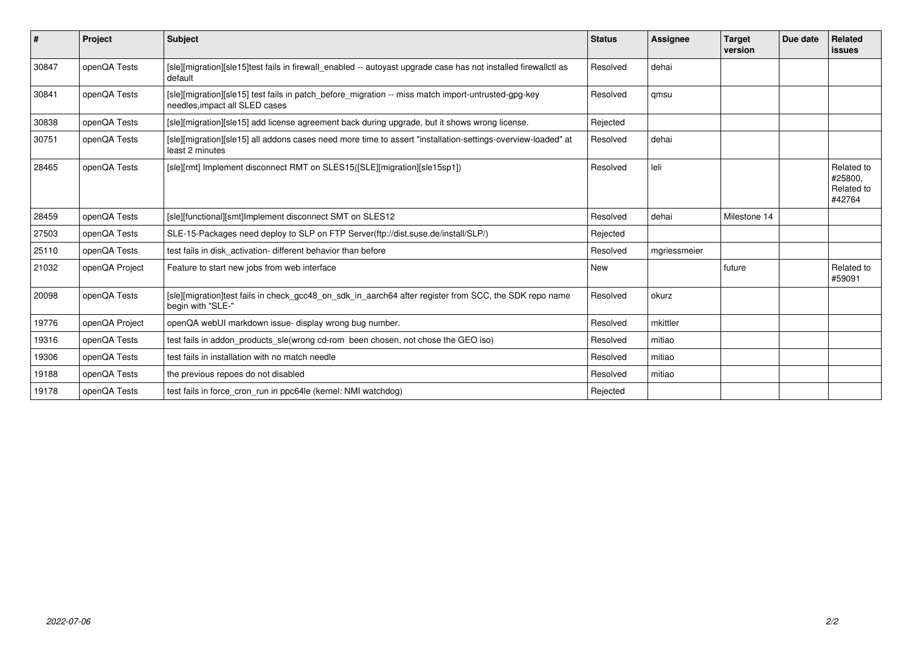| # | Project | Subject | Status | Assignee | Target version | Due date | Related issues |
|---|---|---|---|---|---|---|---|
| 30847 | openQA Tests | [sle][migration][sle15]test fails in firewall_enabled -- autoyast upgrade case has not installed firewallctl as default | Resolved | dehai | | | |
| 30841 | openQA Tests | [sle][migration][sle15] test fails in patch_before_migration -- miss match import-untrusted-gpg-key needles,impact all SLED cases | Resolved | qmsu | | | |
| 30838 | openQA Tests | [sle][migration][sle15] add license agreement back during upgrade, but it shows wrong license. | Rejected | | | | |
| 30751 | openQA Tests | [sle][migration][sle15] all addons cases need more time to assert "installation-settings-overview-loaded" at least 2 minutes | Resolved | dehai | | | |
| 28465 | openQA Tests | [sle][rmt] Implement disconnect RMT on SLES15([SLE][migration][sle15sp1]) | Resolved | leli | | | Related to #25800, Related to #42764 |
| 28459 | openQA Tests | [sle][functional][smt]Implement disconnect SMT on SLES12 | Resolved | dehai | Milestone 14 | | |
| 27503 | openQA Tests | SLE-15-Packages need deploy to SLP on FTP Server(ftp://dist.suse.de/install/SLP/) | Rejected | | | | |
| 25110 | openQA Tests | test fails in disk_activation- different behavior than before | Resolved | mgriessmeier | | | |
| 21032 | openQA Project | Feature to start new jobs from web interface | New | | future | | Related to #59091 |
| 20098 | openQA Tests | [sle][migration]test fails in check_gcc48_on_sdk_in_aarch64 after register from SCC, the SDK repo name begin with "SLE-" | Resolved | okurz | | | |
| 19776 | openQA Project | openQA webUI markdown issue- display wrong bug number. | Resolved | mkittler | | | |
| 19316 | openQA Tests | test fails in addon_products_sle(wrong cd-rom been chosen, not chose the GEO iso) | Resolved | mitiao | | | |
| 19306 | openQA Tests | test fails in installation with no match needle | Resolved | mitiao | | | |
| 19188 | openQA Tests | the previous repoes do not disabled | Resolved | mitiao | | | |
| 19178 | openQA Tests | test fails in force_cron_run in ppc64le (kernel: NMI watchdog) | Rejected | | | | |